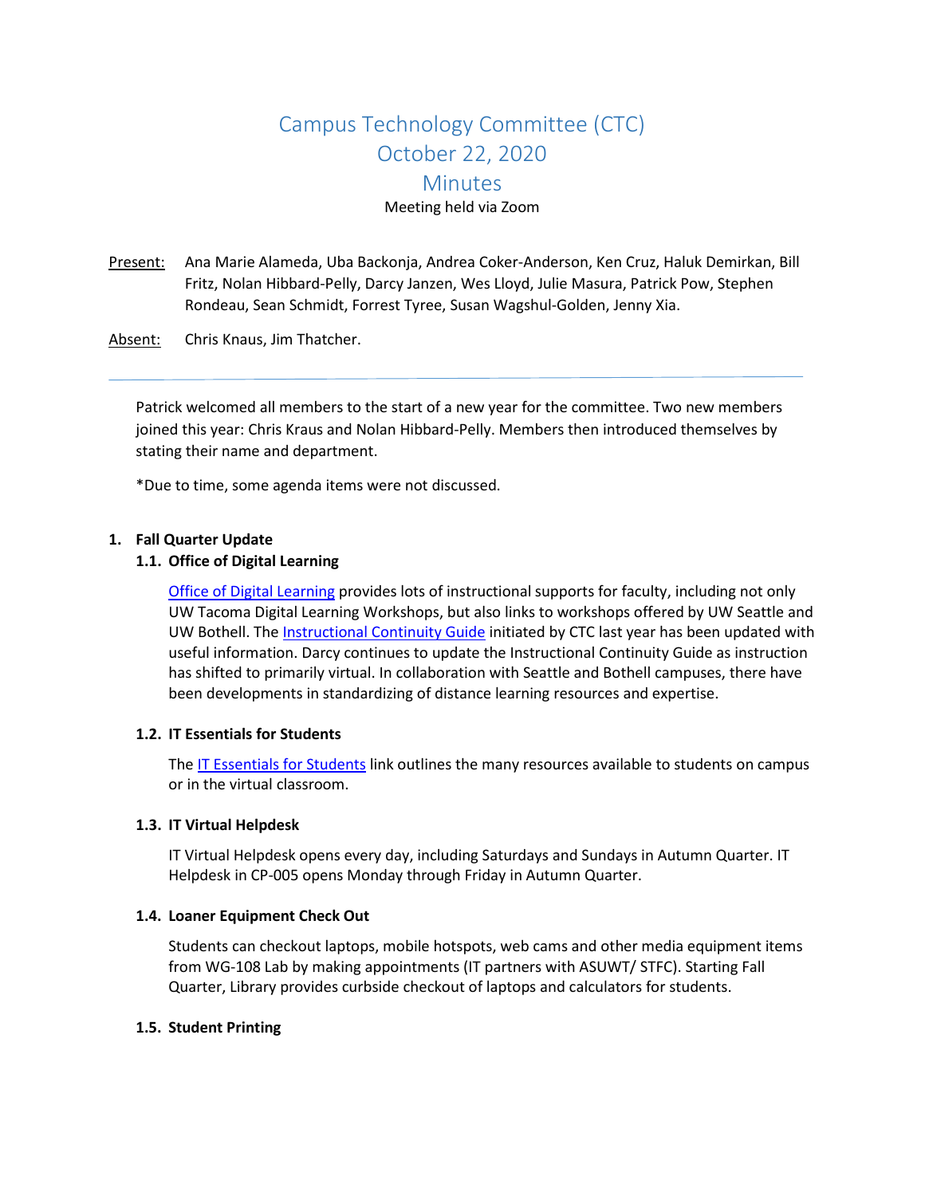# Campus Technology Committee (CTC)
# October 22, 2020
# Minutes

Meeting held via Zoom

Present: Ana Marie Alameda, Uba Backonja, Andrea Coker-Anderson, Ken Cruz, Haluk Demirkan, Bill Fritz, Nolan Hibbard-Pelly, Darcy Janzen, Wes Lloyd, Julie Masura, Patrick Pow, Stephen Rondeau, Sean Schmidt, Forrest Tyree, Susan Wagshul-Golden, Jenny Xia.

Absent: Chris Knaus, Jim Thatcher.

---

Patrick welcomed all members to the start of a new year for the committee. Two new members joined this year: Chris Kraus and Nolan Hibbard-Pelly. Members then introduced themselves by stating their name and department.

*Due to time, some agenda items were not discussed.

## 1. Fall Quarter Update

### 1.1. Office of Digital Learning

Office of Digital Learning provides lots of instructional supports for faculty, including not only UW Tacoma Digital Learning Workshops, but also links to workshops offered by UW Seattle and UW Bothell. The Instructional Continuity Guide initiated by CTC last year has been updated with useful information. Darcy continues to update the Instructional Continuity Guide as instruction has shifted to primarily virtual. In collaboration with Seattle and Bothell campuses, there have been developments in standardizing of distance learning resources and expertise.

### 1.2. IT Essentials for Students

The IT Essentials for Students link outlines the many resources available to students on campus or in the virtual classroom.

### 1.3. IT Virtual Helpdesk

IT Virtual Helpdesk opens every day, including Saturdays and Sundays in Autumn Quarter. IT Helpdesk in CP-005 opens Monday through Friday in Autumn Quarter.

### 1.4. Loaner Equipment Check Out

Students can checkout laptops, mobile hotspots, web cams and other media equipment items from WG-108 Lab by making appointments (IT partners with ASUWT/ STFC). Starting Fall Quarter, Library provides curbside checkout of laptops and calculators for students.

### 1.5. Student Printing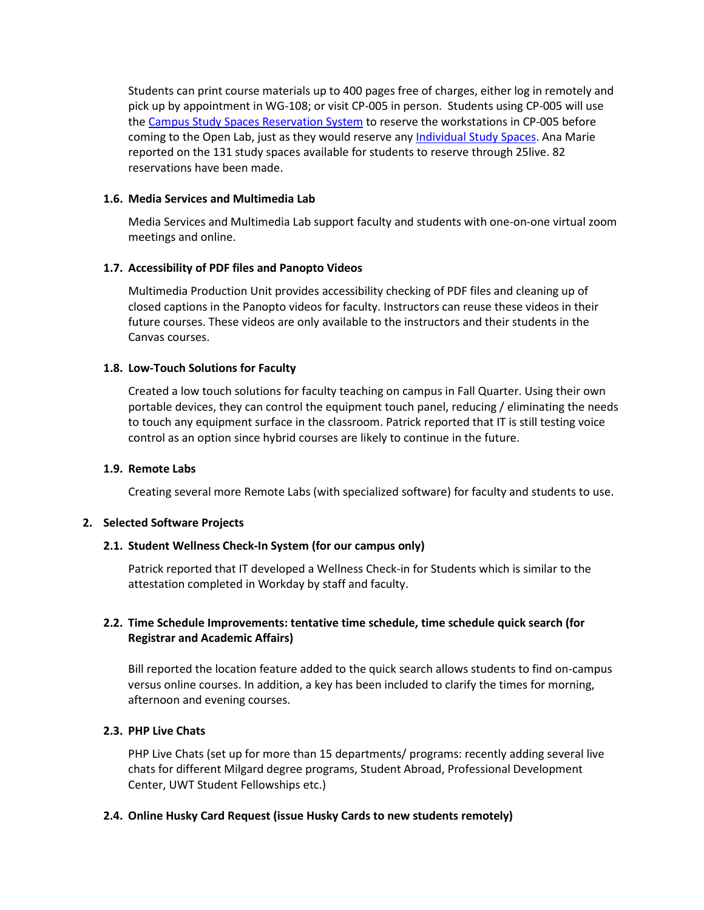Students can print course materials up to 400 pages free of charges, either log in remotely and pick up by appointment in WG-108; or visit CP-005 in person. Students using CP-005 will use the [Campus Study Spaces Reservation System]() to reserve the workstations in CP-005 before coming to the Open Lab, just as they would reserve any [Individual Study Spaces](). Ana Marie reported on the 131 study spaces available for students to reserve through 25live. 82 reservations have been made.

### 1.6. Media Services and Multimedia Lab

Media Services and Multimedia Lab support faculty and students with one-on-one virtual zoom meetings and online.

### 1.7. Accessibility of PDF files and Panopto Videos

Multimedia Production Unit provides accessibility checking of PDF files and cleaning up of closed captions in the Panopto videos for faculty. Instructors can reuse these videos in their future courses. These videos are only available to the instructors and their students in the Canvas courses.

### 1.8. Low-Touch Solutions for Faculty

Created a low touch solutions for faculty teaching on campus in Fall Quarter. Using their own portable devices, they can control the equipment touch panel, reducing / eliminating the needs to touch any equipment surface in the classroom. Patrick reported that IT is still testing voice control as an option since hybrid courses are likely to continue in the future.

### 1.9. Remote Labs

Creating several more Remote Labs (with specialized software) for faculty and students to use.

## 2. Selected Software Projects

### 2.1. Student Wellness Check-In System (for our campus only)

Patrick reported that IT developed a Wellness Check-in for Students which is similar to the attestation completed in Workday by staff and faculty.

### 2.2. Time Schedule Improvements: tentative time schedule, time schedule quick search (for Registrar and Academic Affairs)

Bill reported the location feature added to the quick search allows students to find on-campus versus online courses. In addition, a key has been included to clarify the times for morning, afternoon and evening courses.

### 2.3. PHP Live Chats

PHP Live Chats (set up for more than 15 departments/ programs: recently adding several live chats for different Milgard degree programs, Student Abroad, Professional Development Center, UWT Student Fellowships etc.)

### 2.4. Online Husky Card Request (issue Husky Cards to new students remotely)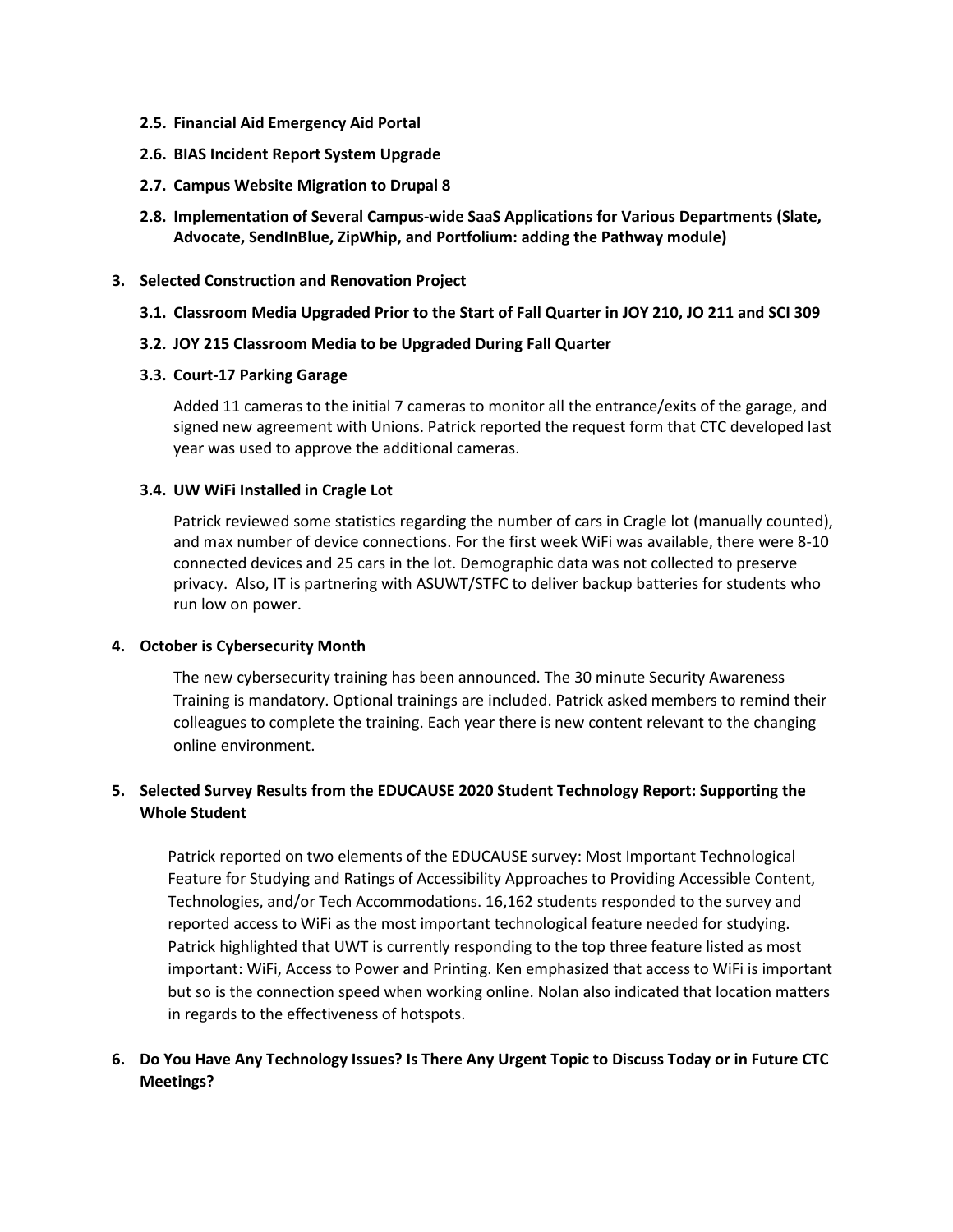**2.5. Financial Aid Emergency Aid Portal**

**2.6. BIAS Incident Report System Upgrade**

**2.7. Campus Website Migration to Drupal 8**

**2.8. Implementation of Several Campus-wide SaaS Applications for Various Departments (Slate, Advocate, SendInBlue, ZipWhip, and Portfolium: adding the Pathway module)**

**3. Selected Construction and Renovation Project**

**3.1. Classroom Media Upgraded Prior to the Start of Fall Quarter in JOY 210, JO 211 and SCI 309**

**3.2. JOY 215 Classroom Media to be Upgraded During Fall Quarter**

**3.3. Court-17 Parking Garage**

Added 11 cameras to the initial 7 cameras to monitor all the entrance/exits of the garage, and signed new agreement with Unions. Patrick reported the request form that CTC developed last year was used to approve the additional cameras.

**3.4. UW WiFi Installed in Cragle Lot**

Patrick reviewed some statistics regarding the number of cars in Cragle lot (manually counted), and max number of device connections. For the first week WiFi was available, there were 8-10 connected devices and 25 cars in the lot. Demographic data was not collected to preserve privacy. Also, IT is partnering with ASUWT/STFC to deliver backup batteries for students who run low on power.

**4. October is Cybersecurity Month**

The new cybersecurity training has been announced. The 30 minute Security Awareness Training is mandatory. Optional trainings are included. Patrick asked members to remind their colleagues to complete the training. Each year there is new content relevant to the changing online environment.

**5. Selected Survey Results from the EDUCAUSE 2020 Student Technology Report: Supporting the Whole Student**

Patrick reported on two elements of the EDUCAUSE survey: Most Important Technological Feature for Studying and Ratings of Accessibility Approaches to Providing Accessible Content, Technologies, and/or Tech Accommodations. 16,162 students responded to the survey and reported access to WiFi as the most important technological feature needed for studying. Patrick highlighted that UWT is currently responding to the top three feature listed as most important: WiFi, Access to Power and Printing. Ken emphasized that access to WiFi is important but so is the connection speed when working online. Nolan also indicated that location matters in regards to the effectiveness of hotspots.

**6. Do You Have Any Technology Issues? Is There Any Urgent Topic to Discuss Today or in Future CTC Meetings?**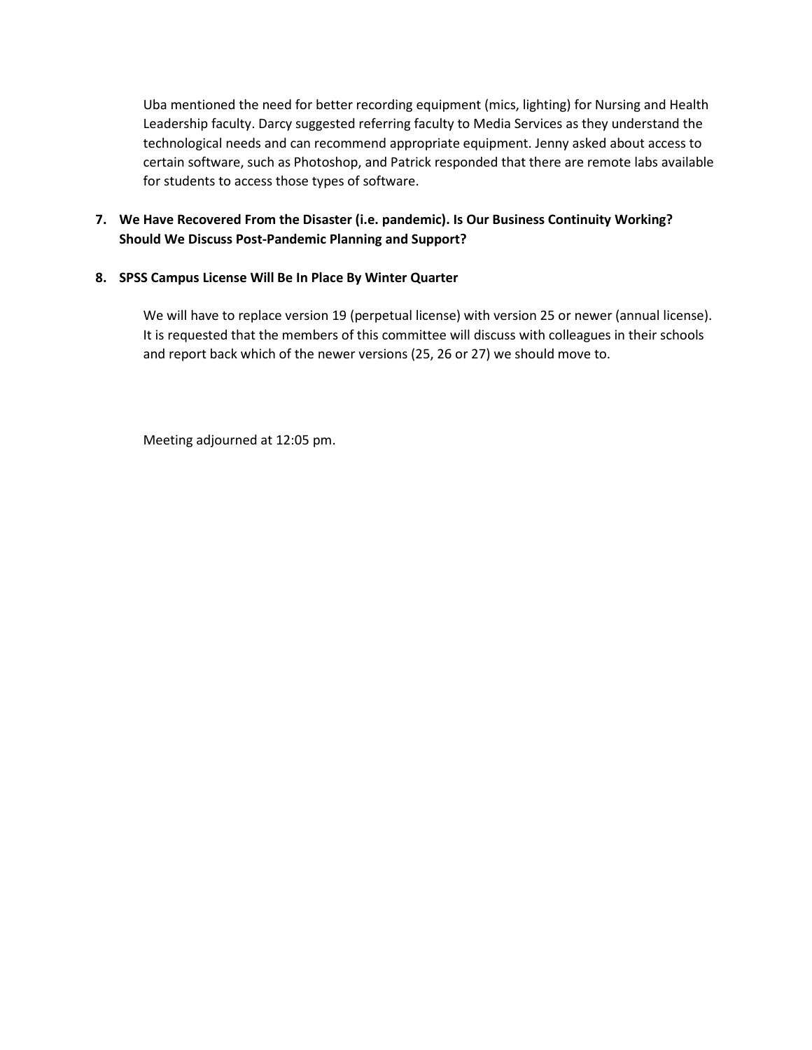Uba mentioned the need for better recording equipment (mics, lighting) for Nursing and Health Leadership faculty. Darcy suggested referring faculty to Media Services as they understand the technological needs and can recommend appropriate equipment. Jenny asked about access to certain software, such as Photoshop, and Patrick responded that there are remote labs available for students to access those types of software.

**7. We Have Recovered From the Disaster (i.e. pandemic). Is Our Business Continuity Working? Should We Discuss Post-Pandemic Planning and Support?**

**8. SPSS Campus License Will Be In Place By Winter Quarter**

We will have to replace version 19 (perpetual license) with version 25 or newer (annual license). It is requested that the members of this committee will discuss with colleagues in their schools and report back which of the newer versions (25, 26 or 27) we should move to.

Meeting adjourned at 12:05 pm.